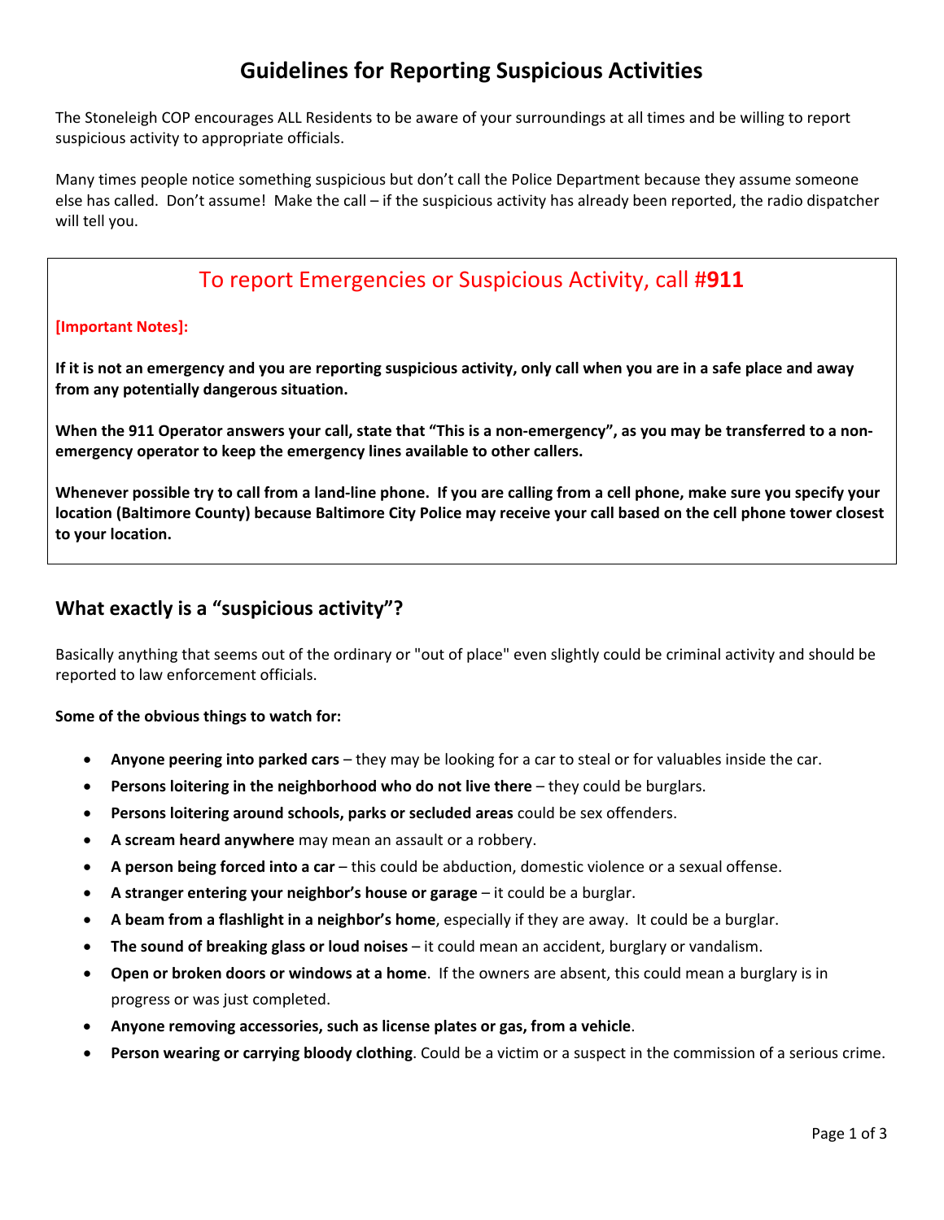# Guidelines for Reporting Suspicious Activities

The Stoneleigh COP encourages ALL Residents to be aware of your surroundings at all times and be willing to report suspicious activity to appropriate officials.

Many times people notice something suspicious but don't call the Police Department because they assume someone else has called. Don't assume! Make the call – if the suspicious activity has already been reported, the radio dispatcher will tell you.

## To report Emergencies or Suspicious Activity, call #**911**

**[Important Notes]:**

**If it is not an emergency and you are reporting suspicious activity, only call when you are in a safe place and away from any potentially dangerous situation.**

**When the 911 Operator answers your call, state that "This is a non-emergency", as you may be transferred to a non-emergency operator to keep the emergency lines available to other callers.**

**Whenever possible try to call from a land-line phone. If you are calling from a cell phone, make sure you specify your location (Baltimore County) because Baltimore City Police may receive your call based on the cell phone tower closest to your location.**

## What exactly is a "suspicious activity"?

Basically anything that seems out of the ordinary or "out of place" even slightly could be criminal activity and should be reported to law enforcement officials.

**Some of the obvious things to watch for:**

- **Anyone peering into parked cars** – they may be looking for a car to steal or for valuables inside the car.
- **Persons loitering in the neighborhood who do not live there** – they could be burglars.
- **Persons loitering around schools, parks or secluded areas** could be sex offenders.
- **A scream heard anywhere** may mean an assault or a robbery.
- **A person being forced into a car** – this could be abduction, domestic violence or a sexual offense.
- **A stranger entering your neighbor's house or garage** – it could be a burglar.
- **A beam from a flashlight in a neighbor's home**, especially if they are away. It could be a burglar.
- **The sound of breaking glass or loud noises** – it could mean an accident, burglary or vandalism.
- **Open or broken doors or windows at a home**. If the owners are absent, this could mean a burglary is in progress or was just completed.
- **Anyone removing accessories, such as license plates or gas, from a vehicle**.
- **Person wearing or carrying bloody clothing**. Could be a victim or a suspect in the commission of a serious crime.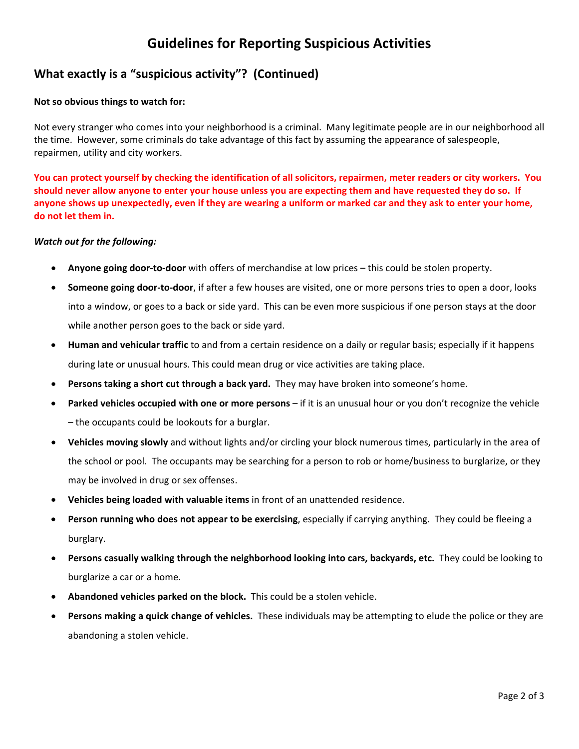# Guidelines for Reporting Suspicious Activities

## What exactly is a "suspicious activity"? (Continued)

**Not so obvious things to watch for:**

Not every stranger who comes into your neighborhood is a criminal. Many legitimate people are in our neighborhood all the time. However, some criminals do take advantage of this fact by assuming the appearance of salespeople, repairmen, utility and city workers.

**You can protect yourself by checking the identification of all solicitors, repairmen, meter readers or city workers. You should never allow anyone to enter your house unless you are expecting them and have requested they do so. If anyone shows up unexpectedly, even if they are wearing a uniform or marked car and they ask to enter your home, do not let them in.**

***Watch out for the following:***

- **Anyone going door-to-door** with offers of merchandise at low prices – this could be stolen property.
- **Someone going door-to-door**, if after a few houses are visited, one or more persons tries to open a door, looks into a window, or goes to a back or side yard. This can be even more suspicious if one person stays at the door while another person goes to the back or side yard.
- **Human and vehicular traffic** to and from a certain residence on a daily or regular basis; especially if it happens during late or unusual hours. This could mean drug or vice activities are taking place.
- **Persons taking a short cut through a back yard.** They may have broken into someone's home.
- **Parked vehicles occupied with one or more persons** – if it is an unusual hour or you don't recognize the vehicle – the occupants could be lookouts for a burglar.
- **Vehicles moving slowly** and without lights and/or circling your block numerous times, particularly in the area of the school or pool. The occupants may be searching for a person to rob or home/business to burglarize, or they may be involved in drug or sex offenses.
- **Vehicles being loaded with valuable items** in front of an unattended residence.
- **Person running who does not appear to be exercising**, especially if carrying anything. They could be fleeing a burglary.
- **Persons casually walking through the neighborhood looking into cars, backyards, etc.** They could be looking to burglarize a car or a home.
- **Abandoned vehicles parked on the block.** This could be a stolen vehicle.
- **Persons making a quick change of vehicles.** These individuals may be attempting to elude the police or they are abandoning a stolen vehicle.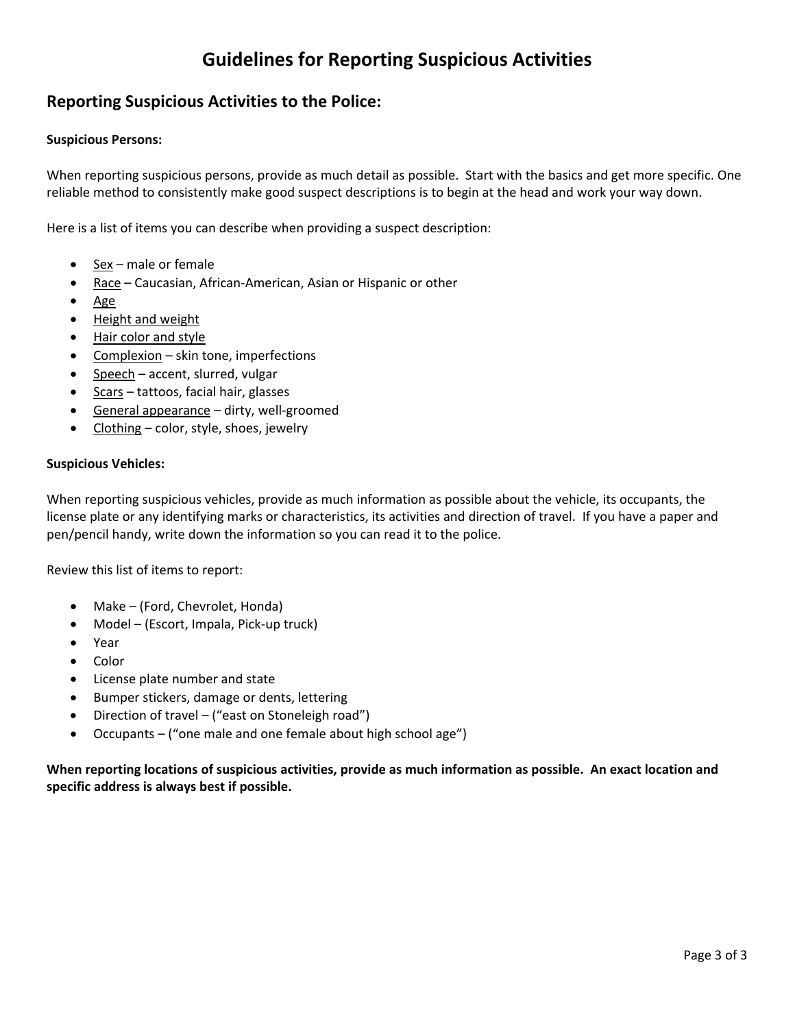# Guidelines for Reporting Suspicious Activities

## Reporting Suspicious Activities to the Police:

**Suspicious Persons:**

When reporting suspicious persons, provide as much detail as possible. Start with the basics and get more specific. One reliable method to consistently make good suspect descriptions is to begin at the head and work your way down.

Here is a list of items you can describe when providing a suspect description:

- <u>Sex</u> – male or female
- <u>Race</u> – Caucasian, African-American, Asian or Hispanic or other
- <u>Age</u>
- <u>Height and weight</u>
- <u>Hair color and style</u>
- <u>Complexion</u> – skin tone, imperfections
- <u>Speech</u> – accent, slurred, vulgar
- <u>Scars</u> – tattoos, facial hair, glasses
- <u>General appearance</u> – dirty, well-groomed
- <u>Clothing</u> – color, style, shoes, jewelry

**Suspicious Vehicles:**

When reporting suspicious vehicles, provide as much information as possible about the vehicle, its occupants, the license plate or any identifying marks or characteristics, its activities and direction of travel. If you have a paper and pen/pencil handy, write down the information so you can read it to the police.

Review this list of items to report:

- Make – (Ford, Chevrolet, Honda)
- Model – (Escort, Impala, Pick-up truck)
- Year
- Color
- License plate number and state
- Bumper stickers, damage or dents, lettering
- Direction of travel – ("east on Stoneleigh road")
- Occupants – ("one male and one female about high school age")

**When reporting locations of suspicious activities, provide as much information as possible. An exact location and specific address is always best if possible.**